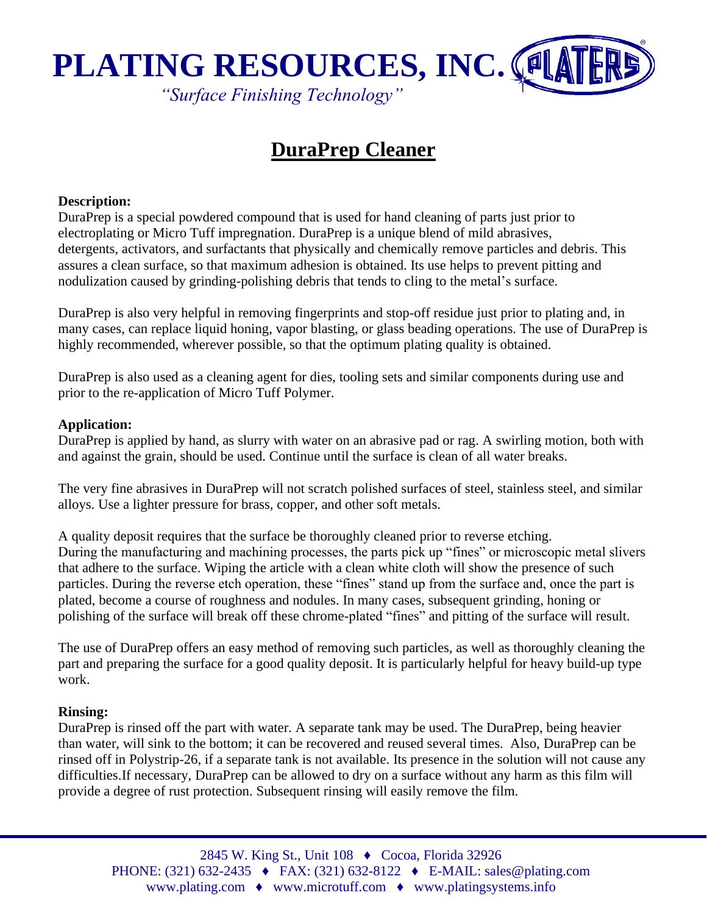# PLATING RESOURCES, INC.

*"Surface Finishing Technology"*

## DuraPrep Cleaner

**Description:**

DuraPrep is a special powdered compound that is used for hand cleaning of parts just prior to electroplating or Micro Tuff impregnation. DuraPrep is a unique blend of mild abrasives, detergents, activators, and surfactants that physically and chemically remove particles and debris. This assures a clean surface, so that maximum adhesion is obtained. Its use helps to prevent pitting and nodulization caused by grinding-polishing debris that tends to cling to the metal's surface.

DuraPrep is also very helpful in removing fingerprints and stop-off residue just prior to plating and, in many cases, can replace liquid honing, vapor blasting, or glass beading operations. The use of DuraPrep is highly recommended, wherever possible, so that the optimum plating quality is obtained.

DuraPrep is also used as a cleaning agent for dies, tooling sets and similar components during use and prior to the re-application of Micro Tuff Polymer.

**Application:**

DuraPrep is applied by hand, as slurry with water on an abrasive pad or rag. A swirling motion, both with and against the grain, should be used. Continue until the surface is clean of all water breaks.

The very fine abrasives in DuraPrep will not scratch polished surfaces of steel, stainless steel, and similar alloys. Use a lighter pressure for brass, copper, and other soft metals.

A quality deposit requires that the surface be thoroughly cleaned prior to reverse etching. During the manufacturing and machining processes, the parts pick up "fines" or microscopic metal slivers that adhere to the surface. Wiping the article with a clean white cloth will show the presence of such particles. During the reverse etch operation, these "fines" stand up from the surface and, once the part is plated, become a course of roughness and nodules. In many cases, subsequent grinding, honing or polishing of the surface will break off these chrome-plated "fines" and pitting of the surface will result.

The use of DuraPrep offers an easy method of removing such particles, as well as thoroughly cleaning the part and preparing the surface for a good quality deposit. It is particularly helpful for heavy build-up type work.

**Rinsing:**

DuraPrep is rinsed off the part with water. A separate tank may be used. The DuraPrep, being heavier than water, will sink to the bottom; it can be recovered and reused several times. Also, DuraPrep can be rinsed off in Polystrip-26, if a separate tank is not available. Its presence in the solution will not cause any difficulties.If necessary, DuraPrep can be allowed to dry on a surface without any harm as this film will provide a degree of rust protection. Subsequent rinsing will easily remove the film.

2845 W. King St., Unit 108 ♦ Cocoa, Florida 32926
PHONE: (321) 632-2435 ♦ FAX: (321) 632-8122 ♦ E-MAIL: sales@plating.com
www.plating.com ♦ www.microtuff.com ♦ www.platingsystems.info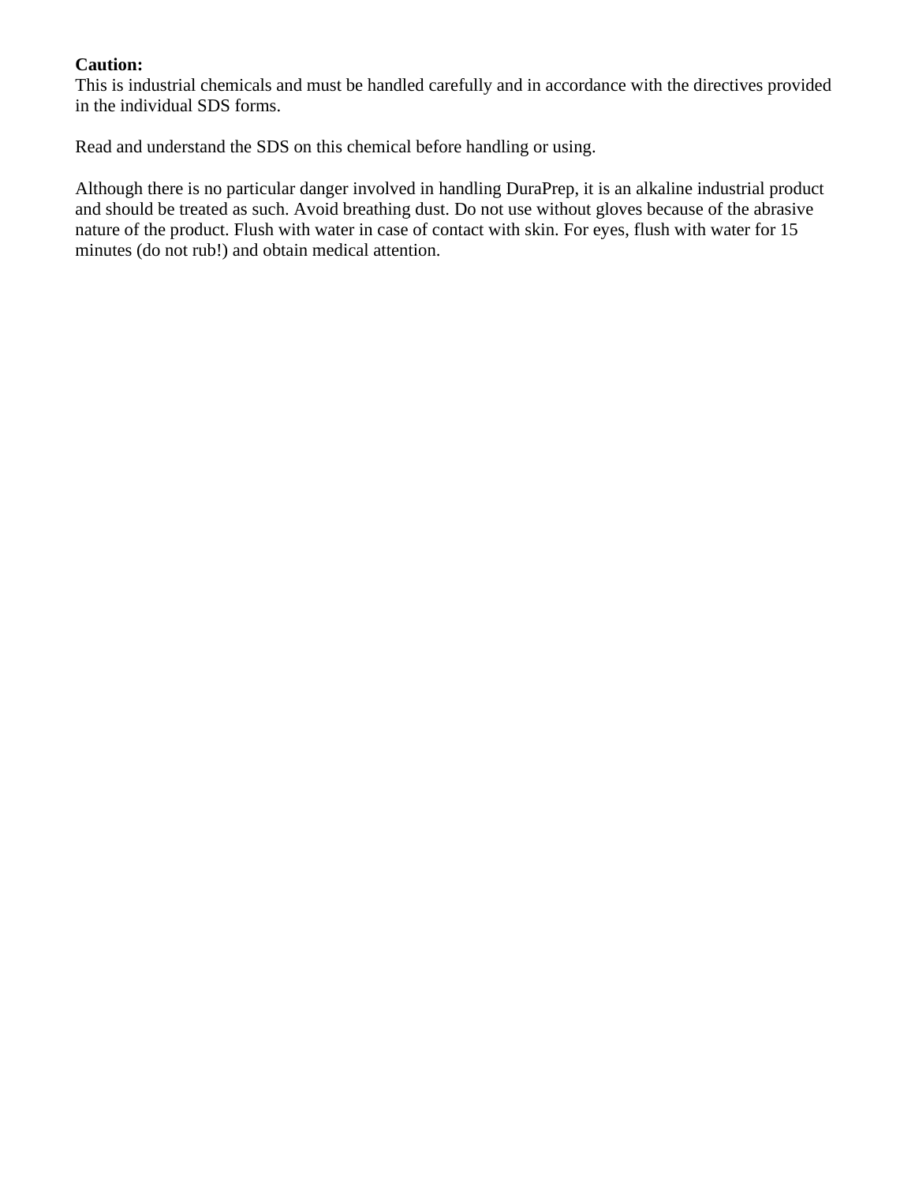**Caution:**
This is industrial chemicals and must be handled carefully and in accordance with the directives provided in the individual SDS forms.

Read and understand the SDS on this chemical before handling or using.

Although there is no particular danger involved in handling DuraPrep, it is an alkaline industrial product and should be treated as such. Avoid breathing dust. Do not use without gloves because of the abrasive nature of the product. Flush with water in case of contact with skin. For eyes, flush with water for 15 minutes (do not rub!) and obtain medical attention.